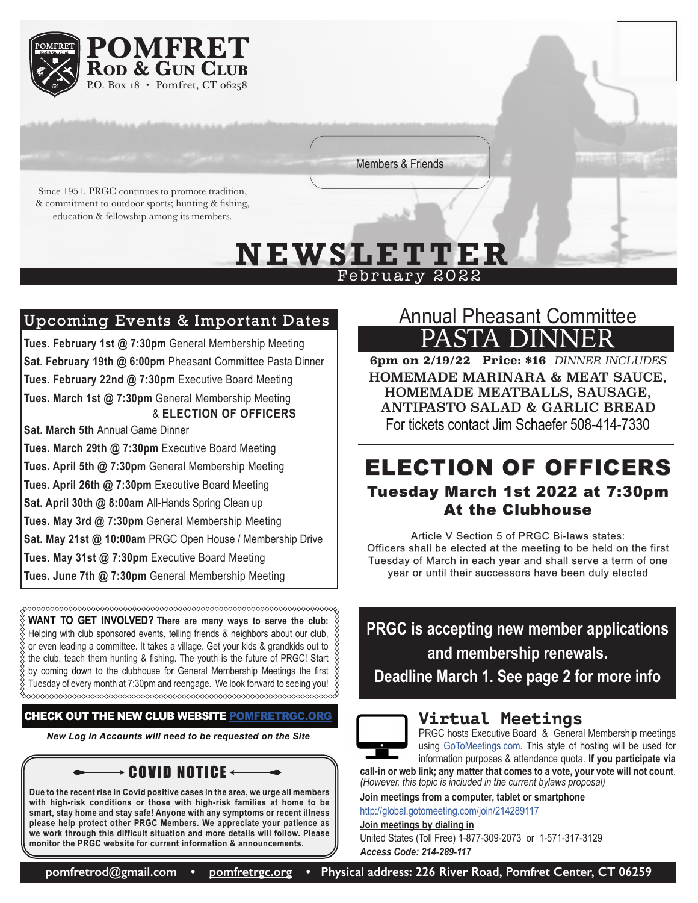# POMFRET ROD & GUN CLUB

P.O. Box 18 • Pomfret, CT 06258

Members & Friends

Since 1951, PRGC continues to promote tradition, & commitment to outdoor sports; hunting & fishing, education & fellowship among its members.

# NEWSLETTER

February 2022

## Upcoming Events & Important Dates

**Tues. February 1st @ 7:30pm** General Membership Meeting
**Sat. February 19th @ 6:00pm** Pheasant Committee Pasta Dinner
**Tues. February 22nd @ 7:30pm** Executive Board Meeting
**Tues. March 1st @ 7:30pm** General Membership Meeting & **ELECTION OF OFFICERS**
**Sat. March 5th** Annual Game Dinner
**Tues. March 29th @ 7:30pm** Executive Board Meeting
**Tues. April 5th @ 7:30pm** General Membership Meeting
**Tues. April 26th @ 7:30pm** Executive Board Meeting
**Sat. April 30th @ 8:00am** All-Hands Spring Clean up
**Tues. May 3rd @ 7:30pm** General Membership Meeting
**Sat. May 21st @ 10:00am** PRGC Open House / Membership Drive
**Tues. May 31st @ 7:30pm** Executive Board Meeting
**Tues. June 7th @ 7:30pm** General Membership Meeting

**WANT TO GET INVOLVED? There are many ways to serve the club:** Helping with club sponsored events, telling friends & neighbors about our club, or even leading a committee. It takes a village. Get your kids & grandkids out to the club, teach them hunting & fishing. The youth is the future of PRGC! Start by coming down to the clubhouse for General Membership Meetings the first Tuesday of every month at 7:30pm and reengage. We look forward to seeing you!

**CHECK OUT THE NEW CLUB WEBSITE POMFRETRGC.ORG**

***New Log In Accounts will need to be requested on the Site***

## COVID NOTICE

**Due to the recent rise in Covid positive cases in the area, we urge all members with high-risk conditions or those with high-risk families at home to be smart, stay home and stay safe! Anyone with any symptoms or recent illness please help protect other PRGC Members. We appreciate your patience as we work through this difficult situation and more details will follow. Please monitor the PRGC website for current information & announcements.**

## Annual Pheasant Committee PASTA DINNER

**6pm on 2/19/22 Price: $16** *DINNER INCLUDES*
**HOMEMADE MARINARA & MEAT SAUCE, HOMEMADE MEATBALLS, SAUSAGE, ANTIPASTO SALAD & GARLIC BREAD**
For tickets contact Jim Schaefer 508-414-7330

## ELECTION OF OFFICERS

### Tuesday March 1st 2022 at 7:30pm At the Clubhouse

Article V Section 5 of PRGC Bi-laws states:
Officers shall be elected at the meeting to be held on the first Tuesday of March in each year and shall serve a term of one year or until their successors have been duly elected

**PRGC is accepting new member applications and membership renewals. Deadline March 1. See page 2 for more info**

## Virtual Meetings

PRGC hosts Executive Board & General Membership meetings using GoToMeetings.com. This style of hosting will be used for information purposes & attendance quota. **If you participate via call-in or web link; any matter that comes to a vote, your vote will not count**. *(However, this topic is included in the current bylaws proposal)*

**Join meetings from a computer, tablet or smartphone**
http://global.gotomeeting.com/join/214289117

**Join meetings by dialing in**
United States (Toll Free) 1-877-309-2073 or 1-571-317-3129
***Access Code: 214-289-117***

**pomfretrod@gmail.com • pomfretrgc.org • Physical address: 226 River Road, Pomfret Center, CT 06259**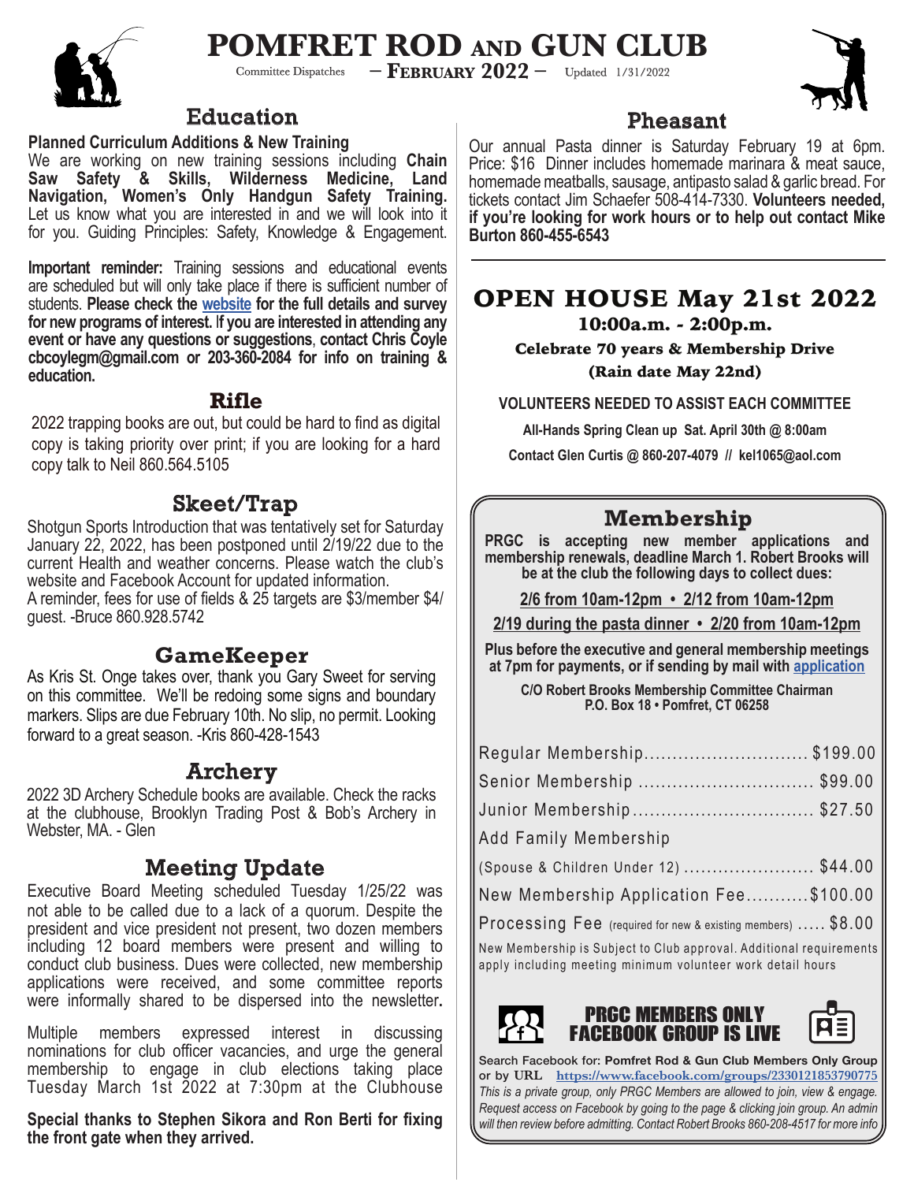# POMFRET ROD AND GUN CLUB

Committee Dispatches — FEBRUARY 2022 — Updated 1/31/2022

## Education

**Planned Curriculum Additions & New Training**

We are working on new training sessions including **Chain Saw Safety & Skills, Wilderness Medicine, Land Navigation, Women's Only Handgun Safety Training.** Let us know what you are interested in and we will look into it for you. Guiding Principles: Safety, Knowledge & Engagement.

**Important reminder:** Training sessions and educational events are scheduled but will only take place if there is sufficient number of students. **Please check the website for the full details and survey for new programs of interest.** **If you are interested in attending any event or have any questions or suggestions**, **contact Chris Coyle cbcoylegm@gmail.com or 203-360-2084 for info on training & education.**

## Rifle

2022 trapping books are out, but could be hard to find as digital copy is taking priority over print; if you are looking for a hard copy talk to Neil 860.564.5105

## Skeet/Trap

Shotgun Sports Introduction that was tentatively set for Saturday January 22, 2022, has been postponed until 2/19/22 due to the current Health and weather concerns. Please watch the club's website and Facebook Account for updated information.
A reminder, fees for use of fields & 25 targets are $3/member $4/guest. -Bruce 860.928.5742

## GameKeeper

As Kris St. Onge takes over, thank you Gary Sweet for serving on this committee. We'll be redoing some signs and boundary markers. Slips are due February 10th. No slip, no permit. Looking forward to a great season. -Kris 860-428-1543

## Archery

2022 3D Archery Schedule books are available. Check the racks at the clubhouse, Brooklyn Trading Post & Bob's Archery in Webster, MA. - Glen

## Meeting Update

Executive Board Meeting scheduled Tuesday 1/25/22 was not able to be called due to a lack of a quorum. Despite the president and vice president not present, two dozen members including 12 board members were present and willing to conduct club business. Dues were collected, new membership applications were received, and some committee reports were informally shared to be dispersed into the newsletter**.**

Multiple members expressed interest in discussing nominations for club officer vacancies, and urge the general membership to engage in club elections taking place Tuesday March 1st 2022 at 7:30pm at the Clubhouse

**Special thanks to Stephen Sikora and Ron Berti for fixing the front gate when they arrived.**

## Pheasant

Our annual Pasta dinner is Saturday February 19 at 6pm. Price: $16 Dinner includes homemade marinara & meat sauce, homemade meatballs, sausage, antipasto salad & garlic bread. For tickets contact Jim Schaefer 508-414-7330. **Volunteers needed, if you're looking for work hours or to help out contact Mike Burton 860-455-6543**

## OPEN HOUSE May 21st 2022

**10:00a.m. - 2:00p.m.**

**Celebrate 70 years & Membership Drive**

**(Rain date May 22nd)**

**VOLUNTEERS NEEDED TO ASSIST EACH COMMITTEE**

**All-Hands Spring Clean up Sat. April 30th @ 8:00am**

**Contact Glen Curtis @ 860-207-4079 // kel1065@aol.com**

## Membership

**PRGC is accepting new member applications and membership renewals, deadline March 1. Robert Brooks will be at the club the following days to collect dues:**

**2/6 from 10am-12pm • 2/12 from 10am-12pm**

**2/19 during the pasta dinner • 2/20 from 10am-12pm**

**Plus before the executive and general membership meetings at 7pm for payments, or if sending by mail with application**

**C/O Robert Brooks Membership Committee Chairman**
**P.O. Box 18 • Pomfret, CT 06258**

| | |
|---|---|
| Regular Membership | $199.00 |
| Senior Membership | $99.00 |
| Junior Membership | $27.50 |
| Add Family Membership | |
| (Spouse & Children Under 12) | $44.00 |
| New Membership Application Fee | $100.00 |
| Processing Fee (required for new & existing members) | $8.00 |

New Membership is Subject to Club approval. Additional requirements apply including meeting minimum volunteer work detail hours

### PRGC MEMBERS ONLY FACEBOOK GROUP IS LIVE

Search Facebook for: **Pomfret Rod & Gun Club Members Only Group** or by URL https://www.facebook.com/groups/2330121853790775

*This is a private group, only PRGC Members are allowed to join, view & engage. Request access on Facebook by going to the page & clicking join group. An admin will then review before admitting. Contact Robert Brooks 860-208-4517 for more info*